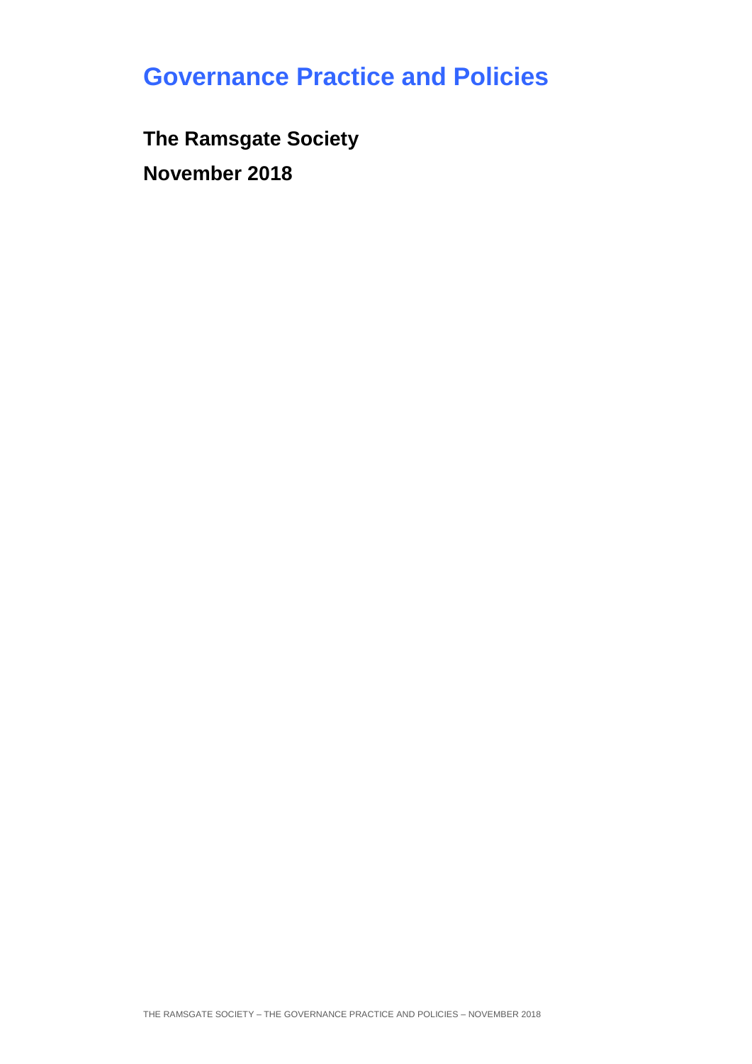# Governance Practice and Policies

**The Ramsgate Society**

**November 2018**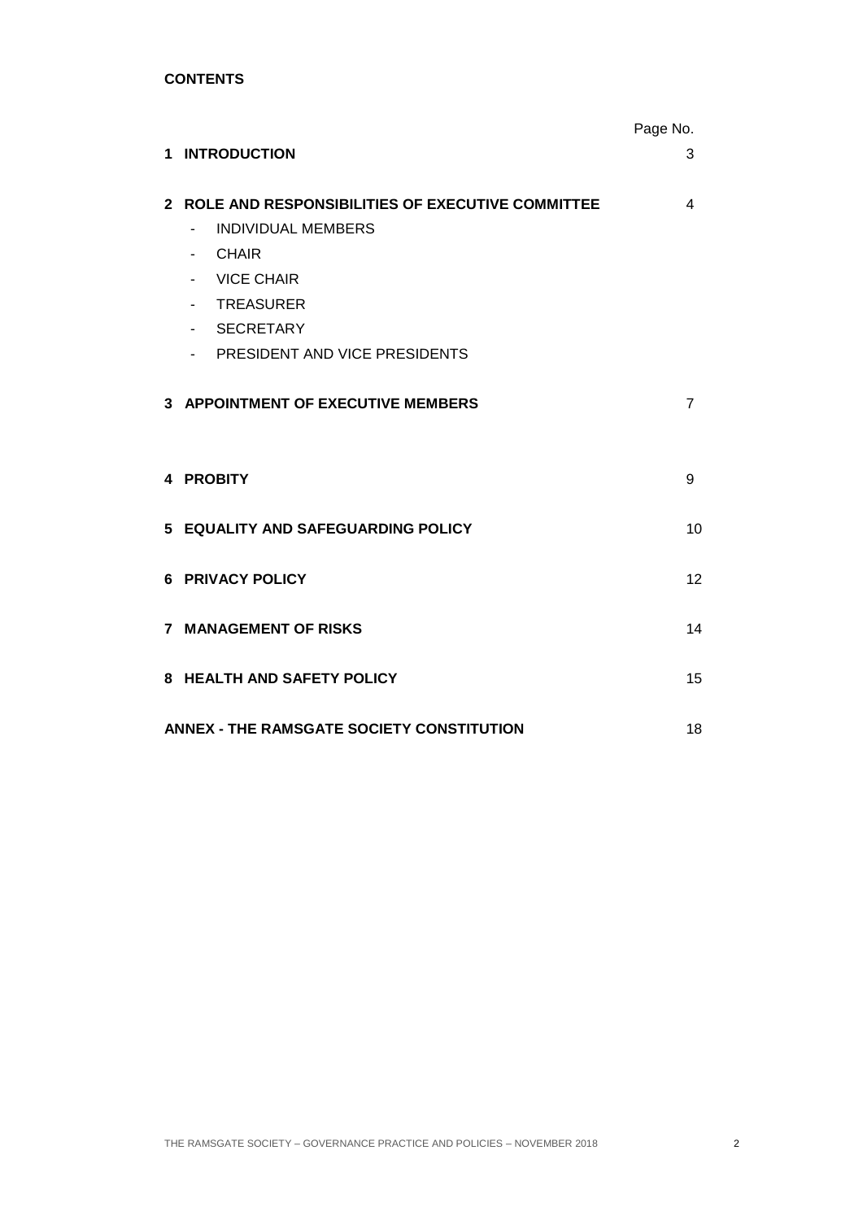**CONTENTS**

| | Page No. |
|---|---|
| **1 INTRODUCTION** | 3 |
| **2 ROLE AND RESPONSIBILITIES OF EXECUTIVE COMMITTEE** | 4 |
| - INDIVIDUAL MEMBERS | |
| - CHAIR | |
| - VICE CHAIR | |
| - TREASURER | |
| - SECRETARY | |
| - PRESIDENT AND VICE PRESIDENTS | |
| **3 APPOINTMENT OF EXECUTIVE MEMBERS** | 7 |
| **4 PROBITY** | 9 |
| **5 EQUALITY AND SAFEGUARDING POLICY** | 10 |
| **6 PRIVACY POLICY** | 12 |
| **7 MANAGEMENT OF RISKS** | 14 |
| **8 HEALTH AND SAFETY POLICY** | 15 |
| **ANNEX - THE RAMSGATE SOCIETY CONSTITUTION** | 18 |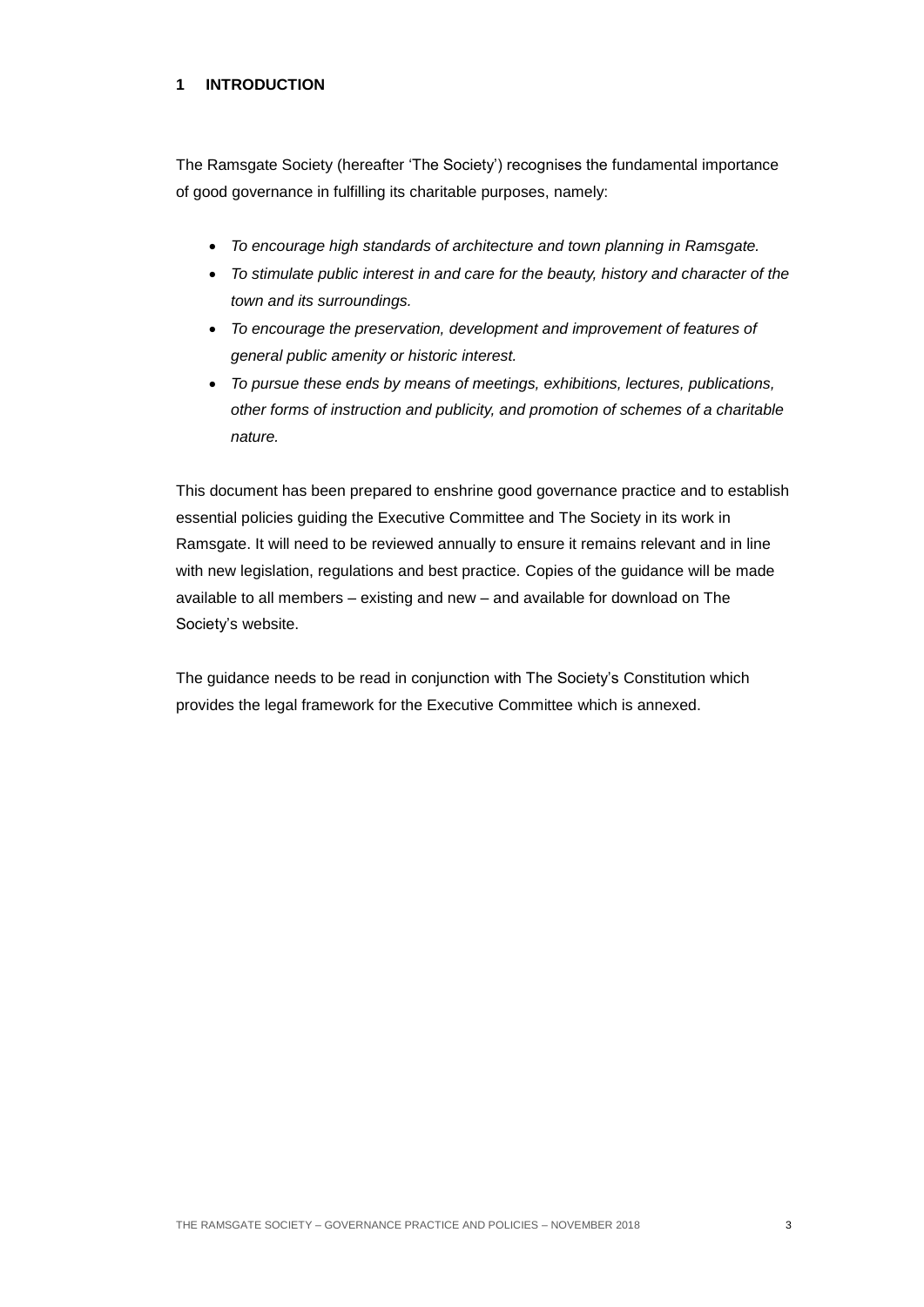# 1 INTRODUCTION

The Ramsgate Society (hereafter 'The Society') recognises the fundamental importance of good governance in fulfilling its charitable purposes, namely:

- *To encourage high standards of architecture and town planning in Ramsgate.*
- *To stimulate public interest in and care for the beauty, history and character of the town and its surroundings.*
- *To encourage the preservation, development and improvement of features of general public amenity or historic interest.*
- *To pursue these ends by means of meetings, exhibitions, lectures, publications, other forms of instruction and publicity, and promotion of schemes of a charitable nature.*

This document has been prepared to enshrine good governance practice and to establish essential policies guiding the Executive Committee and The Society in its work in Ramsgate. It will need to be reviewed annually to ensure it remains relevant and in line with new legislation, regulations and best practice. Copies of the guidance will be made available to all members – existing and new – and available for download on The Society's website.

The guidance needs to be read in conjunction with The Society's Constitution which provides the legal framework for the Executive Committee which is annexed.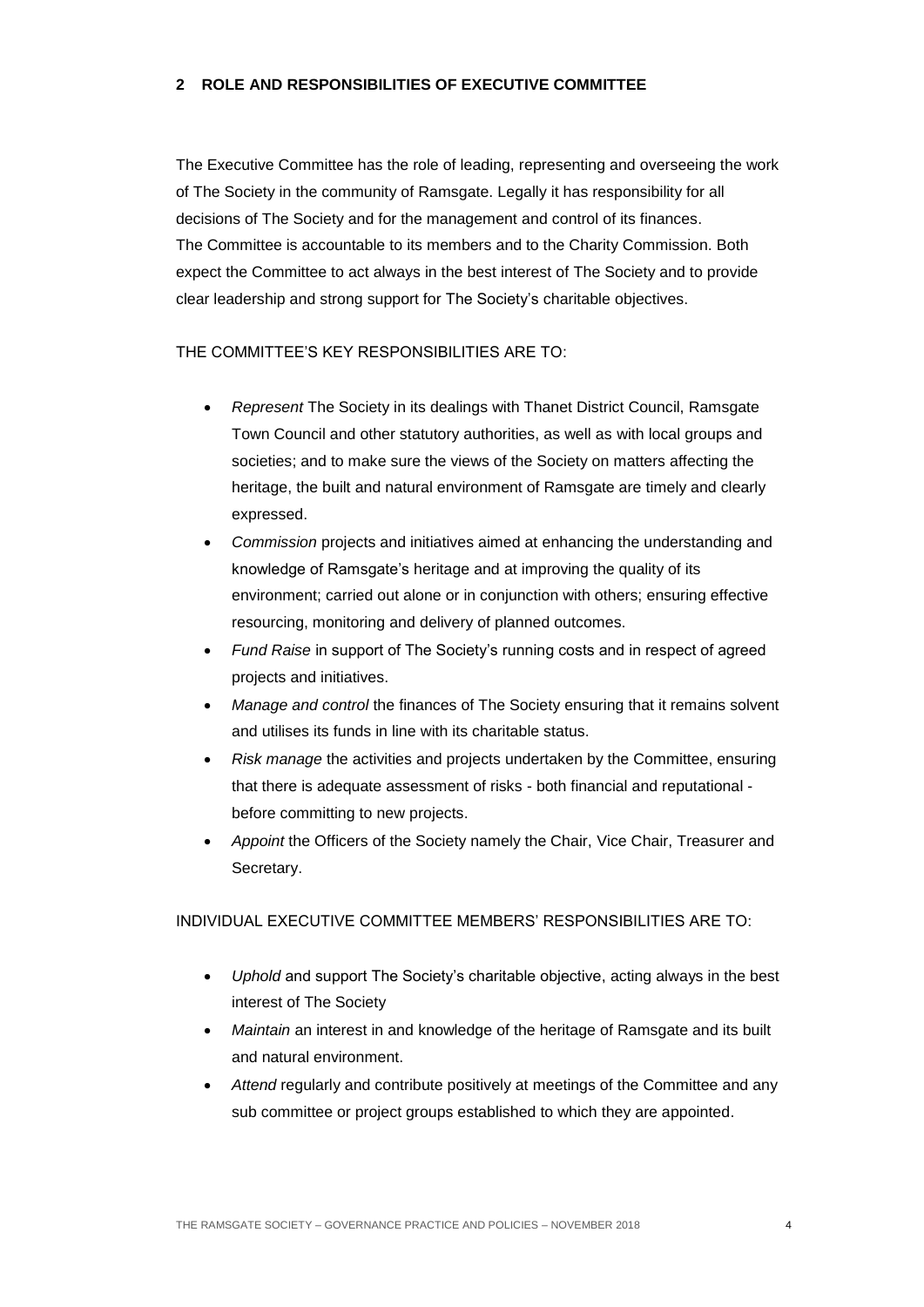## 2 ROLE AND RESPONSIBILITIES OF EXECUTIVE COMMITTEE

The Executive Committee has the role of leading, representing and overseeing the work of The Society in the community of Ramsgate. Legally it has responsibility for all decisions of The Society and for the management and control of its finances.
The Committee is accountable to its members and to the Charity Commission. Both expect the Committee to act always in the best interest of The Society and to provide clear leadership and strong support for The Society's charitable objectives.

THE COMMITTEE'S KEY RESPONSIBILITIES ARE TO:

- *Represent* The Society in its dealings with Thanet District Council, Ramsgate Town Council and other statutory authorities, as well as with local groups and societies; and to make sure the views of the Society on matters affecting the heritage, the built and natural environment of Ramsgate are timely and clearly expressed.
- *Commission* projects and initiatives aimed at enhancing the understanding and knowledge of Ramsgate's heritage and at improving the quality of its environment; carried out alone or in conjunction with others; ensuring effective resourcing, monitoring and delivery of planned outcomes.
- *Fund Raise* in support of The Society's running costs and in respect of agreed projects and initiatives.
- *Manage and control* the finances of The Society ensuring that it remains solvent and utilises its funds in line with its charitable status.
- *Risk manage* the activities and projects undertaken by the Committee, ensuring that there is adequate assessment of risks - both financial and reputational - before committing to new projects.
- *Appoint* the Officers of the Society namely the Chair, Vice Chair, Treasurer and Secretary.

INDIVIDUAL EXECUTIVE COMMITTEE MEMBERS' RESPONSIBILITIES ARE TO:

- *Uphold* and support The Society's charitable objective, acting always in the best interest of The Society
- *Maintain* an interest in and knowledge of the heritage of Ramsgate and its built and natural environment.
- *Attend* regularly and contribute positively at meetings of the Committee and any sub committee or project groups established to which they are appointed.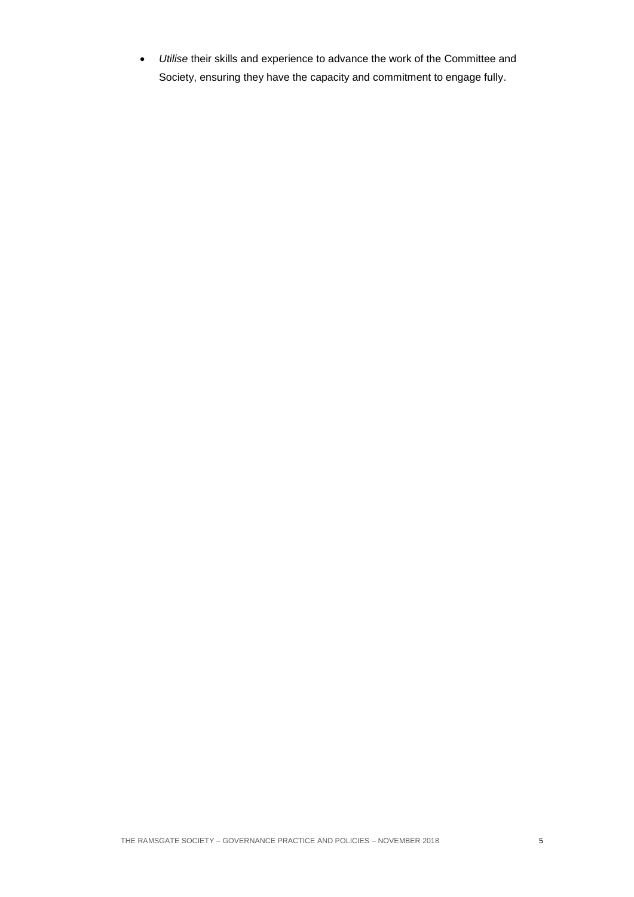- *Utilise* their skills and experience to advance the work of the Committee and Society, ensuring they have the capacity and commitment to engage fully.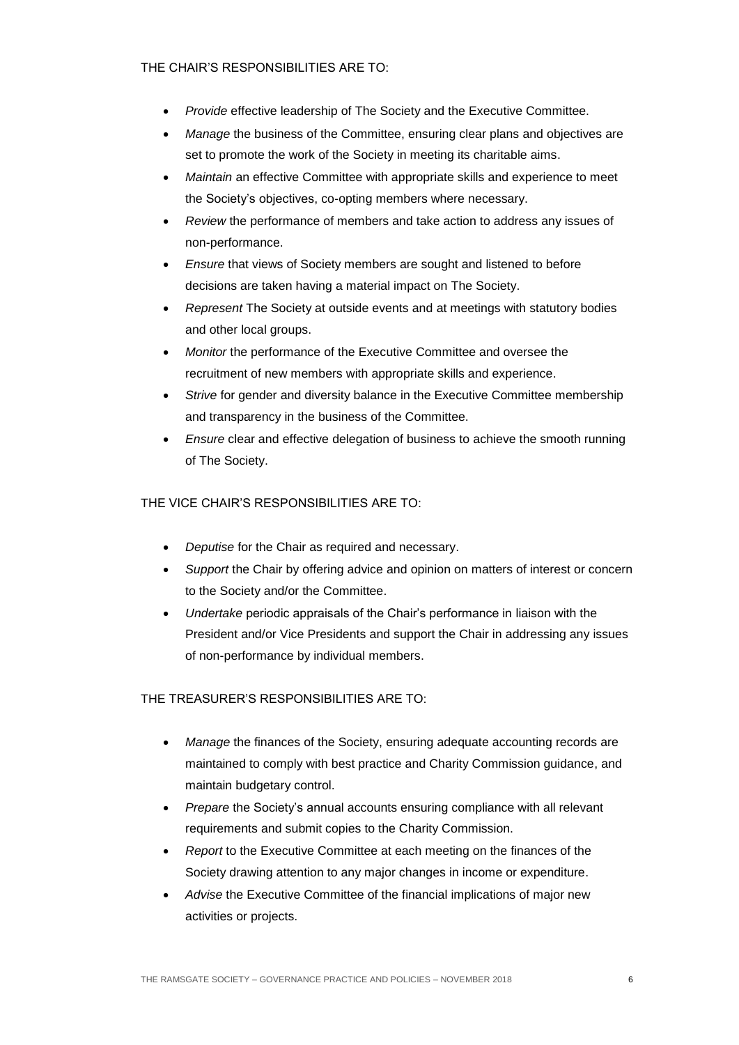THE CHAIR'S RESPONSIBILITIES ARE TO:

- *Provide* effective leadership of The Society and the Executive Committee.
- *Manage* the business of the Committee, ensuring clear plans and objectives are set to promote the work of the Society in meeting its charitable aims.
- *Maintain* an effective Committee with appropriate skills and experience to meet the Society's objectives, co-opting members where necessary.
- *Review* the performance of members and take action to address any issues of non-performance.
- *Ensure* that views of Society members are sought and listened to before decisions are taken having a material impact on The Society.
- *Represent* The Society at outside events and at meetings with statutory bodies and other local groups.
- *Monitor* the performance of the Executive Committee and oversee the recruitment of new members with appropriate skills and experience.
- *Strive* for gender and diversity balance in the Executive Committee membership and transparency in the business of the Committee.
- *Ensure* clear and effective delegation of business to achieve the smooth running of The Society.

THE VICE CHAIR'S RESPONSIBILITIES ARE TO:

- *Deputise* for the Chair as required and necessary.
- *Support* the Chair by offering advice and opinion on matters of interest or concern to the Society and/or the Committee.
- *Undertake* periodic appraisals of the Chair's performance in liaison with the President and/or Vice Presidents and support the Chair in addressing any issues of non-performance by individual members.

THE TREASURER'S RESPONSIBILITIES ARE TO:

- *Manage* the finances of the Society, ensuring adequate accounting records are maintained to comply with best practice and Charity Commission guidance, and maintain budgetary control.
- *Prepare* the Society's annual accounts ensuring compliance with all relevant requirements and submit copies to the Charity Commission.
- *Report* to the Executive Committee at each meeting on the finances of the Society drawing attention to any major changes in income or expenditure.
- *Advise* the Executive Committee of the financial implications of major new activities or projects.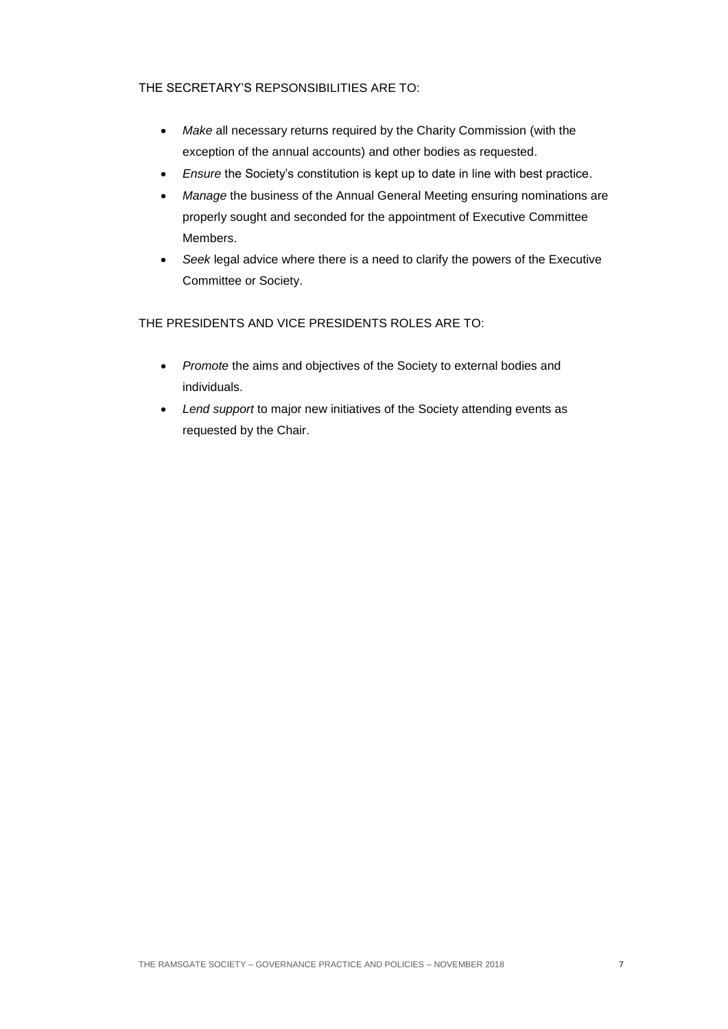THE SECRETARY'S REPSONSIBILITIES ARE TO:

- *Make* all necessary returns required by the Charity Commission (with the exception of the annual accounts) and other bodies as requested.
- *Ensure* the Society's constitution is kept up to date in line with best practice.
- *Manage* the business of the Annual General Meeting ensuring nominations are properly sought and seconded for the appointment of Executive Committee Members.
- *Seek* legal advice where there is a need to clarify the powers of the Executive Committee or Society.

THE PRESIDENTS AND VICE PRESIDENTS ROLES ARE TO:

- *Promote* the aims and objectives of the Society to external bodies and individuals.
- *Lend support* to major new initiatives of the Society attending events as requested by the Chair.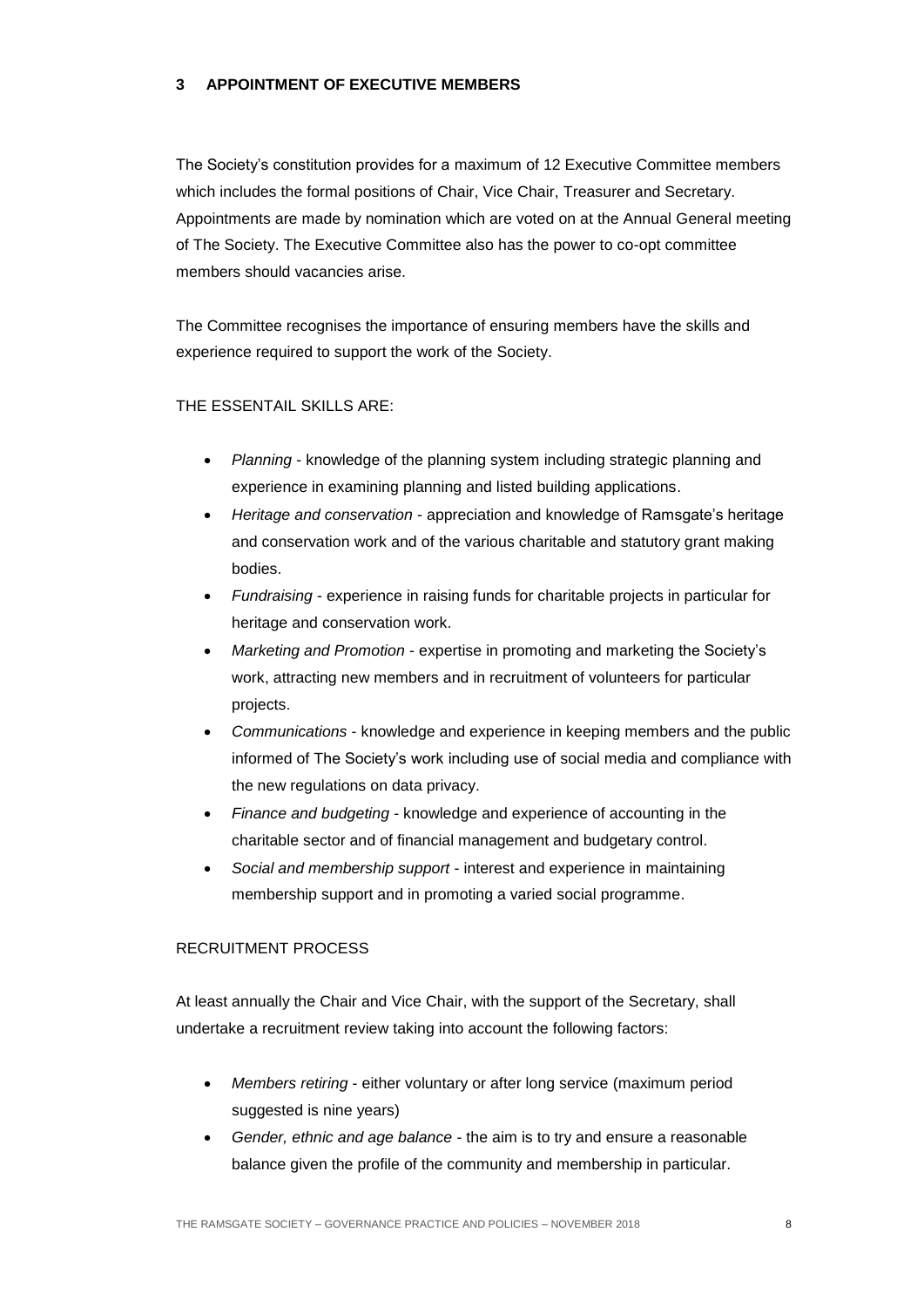## 3 APPOINTMENT OF EXECUTIVE MEMBERS

The Society's constitution provides for a maximum of 12 Executive Committee members which includes the formal positions of Chair, Vice Chair, Treasurer and Secretary. Appointments are made by nomination which are voted on at the Annual General meeting of The Society. The Executive Committee also has the power to co-opt committee members should vacancies arise.

The Committee recognises the importance of ensuring members have the skills and experience required to support the work of the Society.

THE ESSENTAIL SKILLS ARE:

- *Planning* - knowledge of the planning system including strategic planning and experience in examining planning and listed building applications.
- *Heritage and conservation* - appreciation and knowledge of Ramsgate's heritage and conservation work and of the various charitable and statutory grant making bodies.
- *Fundraising* - experience in raising funds for charitable projects in particular for heritage and conservation work.
- *Marketing and Promotion* - expertise in promoting and marketing the Society's work, attracting new members and in recruitment of volunteers for particular projects.
- *Communications* - knowledge and experience in keeping members and the public informed of The Society's work including use of social media and compliance with the new regulations on data privacy.
- *Finance and budgeting* - knowledge and experience of accounting in the charitable sector and of financial management and budgetary control.
- *Social and membership support* - interest and experience in maintaining membership support and in promoting a varied social programme.

RECRUITMENT PROCESS

At least annually the Chair and Vice Chair, with the support of the Secretary, shall undertake a recruitment review taking into account the following factors:

- *Members retiring* - either voluntary or after long service (maximum period suggested is nine years)
- *Gender, ethnic and age balance* - the aim is to try and ensure a reasonable balance given the profile of the community and membership in particular.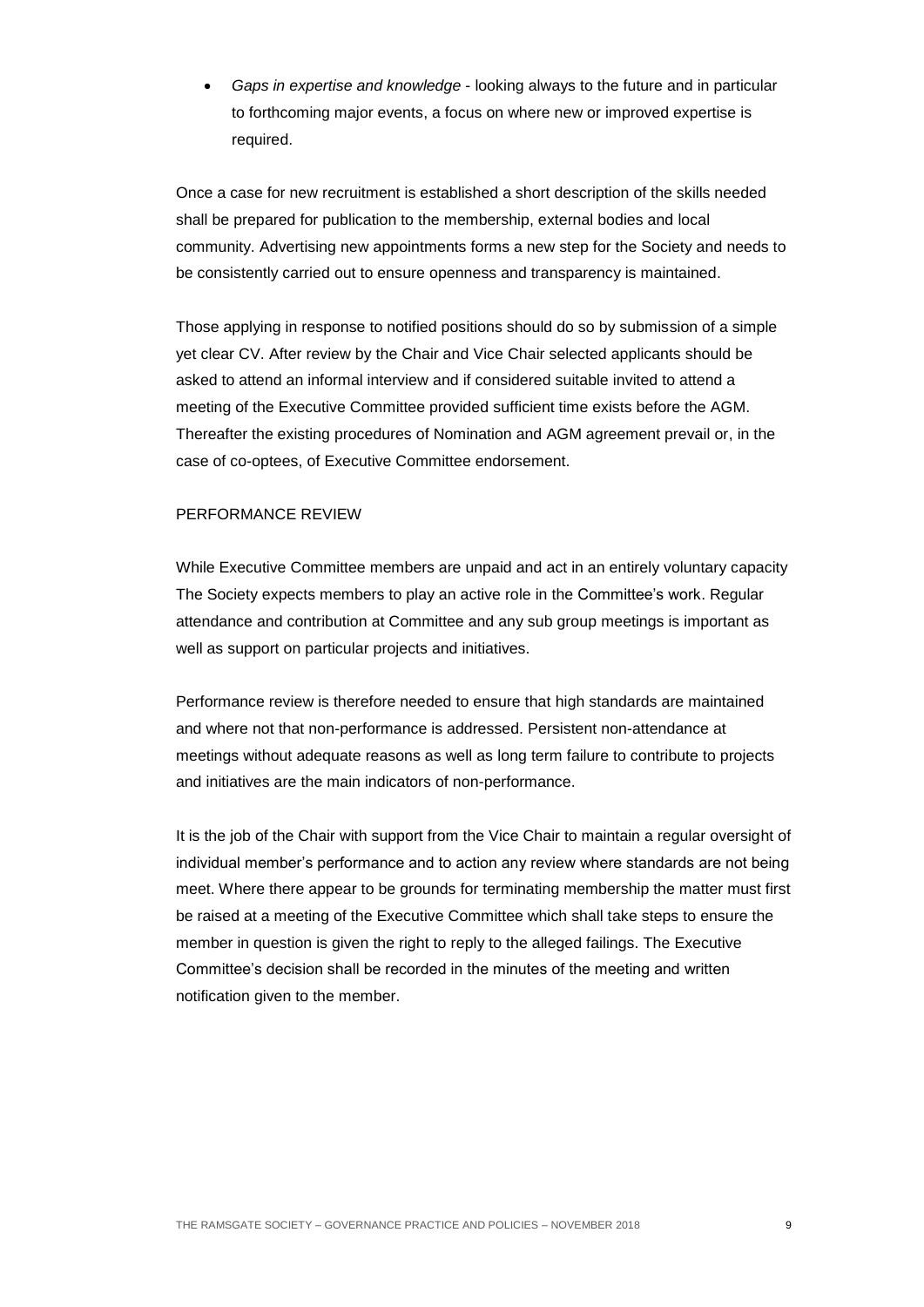- *Gaps in expertise and knowledge* - looking always to the future and in particular to forthcoming major events, a focus on where new or improved expertise is required.

Once a case for new recruitment is established a short description of the skills needed shall be prepared for publication to the membership, external bodies and local community. Advertising new appointments forms a new step for the Society and needs to be consistently carried out to ensure openness and transparency is maintained.

Those applying in response to notified positions should do so by submission of a simple yet clear CV. After review by the Chair and Vice Chair selected applicants should be asked to attend an informal interview and if considered suitable invited to attend a meeting of the Executive Committee provided sufficient time exists before the AGM. Thereafter the existing procedures of Nomination and AGM agreement prevail or, in the case of co-optees, of Executive Committee endorsement.

## PERFORMANCE REVIEW

While Executive Committee members are unpaid and act in an entirely voluntary capacity The Society expects members to play an active role in the Committee's work. Regular attendance and contribution at Committee and any sub group meetings is important as well as support on particular projects and initiatives.

Performance review is therefore needed to ensure that high standards are maintained and where not that non-performance is addressed. Persistent non-attendance at meetings without adequate reasons as well as long term failure to contribute to projects and initiatives are the main indicators of non-performance.

It is the job of the Chair with support from the Vice Chair to maintain a regular oversight of individual member's performance and to action any review where standards are not being meet. Where there appear to be grounds for terminating membership the matter must first be raised at a meeting of the Executive Committee which shall take steps to ensure the member in question is given the right to reply to the alleged failings. The Executive Committee's decision shall be recorded in the minutes of the meeting and written notification given to the member.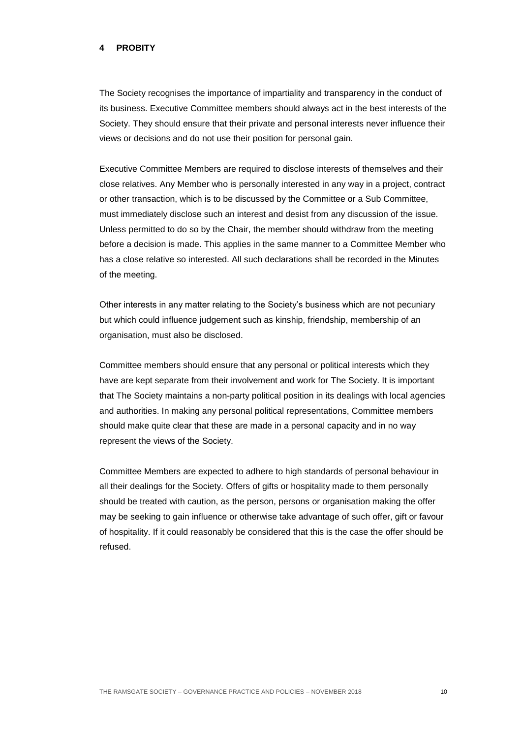## 4 PROBITY

The Society recognises the importance of impartiality and transparency in the conduct of its business. Executive Committee members should always act in the best interests of the Society. They should ensure that their private and personal interests never influence their views or decisions and do not use their position for personal gain.

Executive Committee Members are required to disclose interests of themselves and their close relatives. Any Member who is personally interested in any way in a project, contract or other transaction, which is to be discussed by the Committee or a Sub Committee, must immediately disclose such an interest and desist from any discussion of the issue. Unless permitted to do so by the Chair, the member should withdraw from the meeting before a decision is made. This applies in the same manner to a Committee Member who has a close relative so interested. All such declarations shall be recorded in the Minutes of the meeting.

Other interests in any matter relating to the Society's business which are not pecuniary but which could influence judgement such as kinship, friendship, membership of an organisation, must also be disclosed.

Committee members should ensure that any personal or political interests which they have are kept separate from their involvement and work for The Society. It is important that The Society maintains a non-party political position in its dealings with local agencies and authorities. In making any personal political representations, Committee members should make quite clear that these are made in a personal capacity and in no way represent the views of the Society.

Committee Members are expected to adhere to high standards of personal behaviour in all their dealings for the Society. Offers of gifts or hospitality made to them personally should be treated with caution, as the person, persons or organisation making the offer may be seeking to gain influence or otherwise take advantage of such offer, gift or favour of hospitality. If it could reasonably be considered that this is the case the offer should be refused.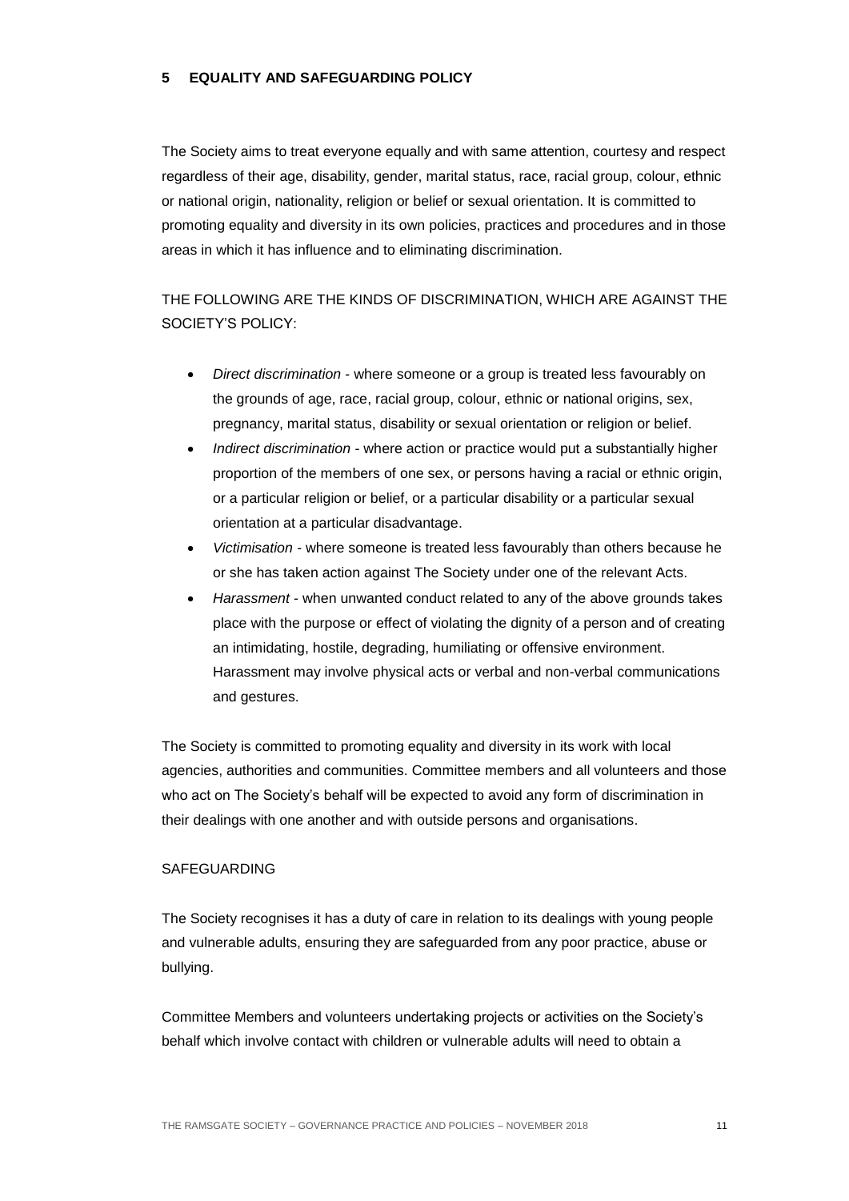## 5 EQUALITY AND SAFEGUARDING POLICY

The Society aims to treat everyone equally and with same attention, courtesy and respect regardless of their age, disability, gender, marital status, race, racial group, colour, ethnic or national origin, nationality, religion or belief or sexual orientation. It is committed to promoting equality and diversity in its own policies, practices and procedures and in those areas in which it has influence and to eliminating discrimination.

THE FOLLOWING ARE THE KINDS OF DISCRIMINATION, WHICH ARE AGAINST THE SOCIETY'S POLICY:

- *Direct discrimination* - where someone or a group is treated less favourably on the grounds of age, race, racial group, colour, ethnic or national origins, sex, pregnancy, marital status, disability or sexual orientation or religion or belief.
- *Indirect discrimination* - where action or practice would put a substantially higher proportion of the members of one sex, or persons having a racial or ethnic origin, or a particular religion or belief, or a particular disability or a particular sexual orientation at a particular disadvantage.
- *Victimisation* - where someone is treated less favourably than others because he or she has taken action against The Society under one of the relevant Acts.
- *Harassment* - when unwanted conduct related to any of the above grounds takes place with the purpose or effect of violating the dignity of a person and of creating an intimidating, hostile, degrading, humiliating or offensive environment. Harassment may involve physical acts or verbal and non-verbal communications and gestures.

The Society is committed to promoting equality and diversity in its work with local agencies, authorities and communities. Committee members and all volunteers and those who act on The Society's behalf will be expected to avoid any form of discrimination in their dealings with one another and with outside persons and organisations.

### SAFEGUARDING

The Society recognises it has a duty of care in relation to its dealings with young people and vulnerable adults, ensuring they are safeguarded from any poor practice, abuse or bullying.

Committee Members and volunteers undertaking projects or activities on the Society's behalf which involve contact with children or vulnerable adults will need to obtain a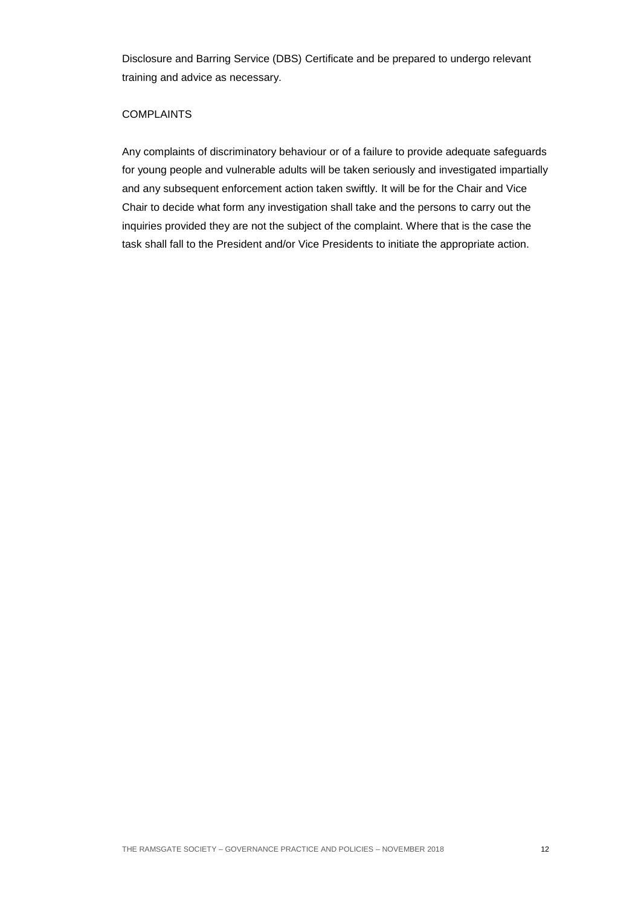Disclosure and Barring Service (DBS) Certificate and be prepared to undergo relevant training and advice as necessary.

## COMPLAINTS

Any complaints of discriminatory behaviour or of a failure to provide adequate safeguards for young people and vulnerable adults will be taken seriously and investigated impartially and any subsequent enforcement action taken swiftly. It will be for the Chair and Vice Chair to decide what form any investigation shall take and the persons to carry out the inquiries provided they are not the subject of the complaint. Where that is the case the task shall fall to the President and/or Vice Presidents to initiate the appropriate action.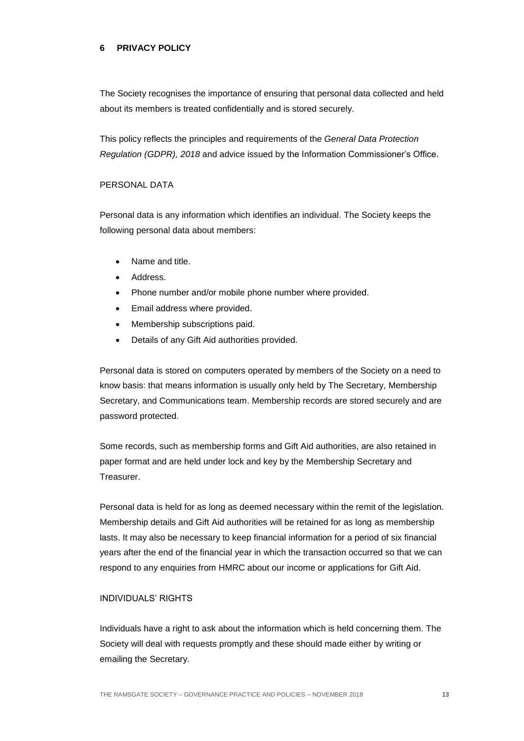## 6 PRIVACY POLICY

The Society recognises the importance of ensuring that personal data collected and held about its members is treated confidentially and is stored securely.

This policy reflects the principles and requirements of the *General Data Protection Regulation (GDPR), 2018* and advice issued by the Information Commissioner's Office.

### PERSONAL DATA

Personal data is any information which identifies an individual. The Society keeps the following personal data about members:

- Name and title.
- Address.
- Phone number and/or mobile phone number where provided.
- Email address where provided.
- Membership subscriptions paid.
- Details of any Gift Aid authorities provided.

Personal data is stored on computers operated by members of the Society on a need to know basis: that means information is usually only held by The Secretary, Membership Secretary, and Communications team. Membership records are stored securely and are password protected.

Some records, such as membership forms and Gift Aid authorities, are also retained in paper format and are held under lock and key by the Membership Secretary and Treasurer.

Personal data is held for as long as deemed necessary within the remit of the legislation. Membership details and Gift Aid authorities will be retained for as long as membership lasts. It may also be necessary to keep financial information for a period of six financial years after the end of the financial year in which the transaction occurred so that we can respond to any enquiries from HMRC about our income or applications for Gift Aid.

### INDIVIDUALS' RIGHTS

Individuals have a right to ask about the information which is held concerning them. The Society will deal with requests promptly and these should made either by writing or emailing the Secretary.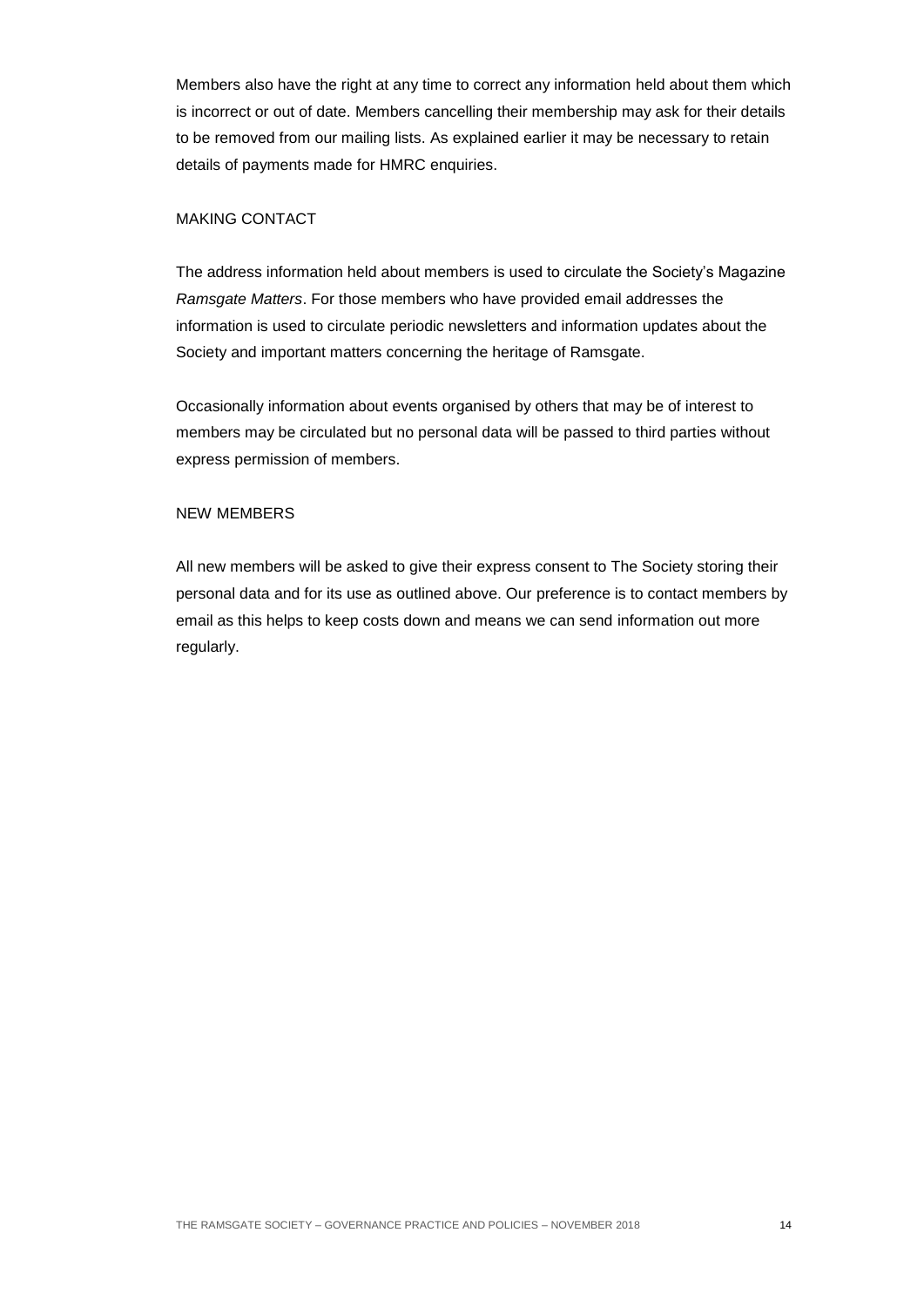Members also have the right at any time to correct any information held about them which is incorrect or out of date. Members cancelling their membership may ask for their details to be removed from our mailing lists. As explained earlier it may be necessary to retain details of payments made for HMRC enquiries.

## MAKING CONTACT

The address information held about members is used to circulate the Society's Magazine *Ramsgate Matters*. For those members who have provided email addresses the information is used to circulate periodic newsletters and information updates about the Society and important matters concerning the heritage of Ramsgate.

Occasionally information about events organised by others that may be of interest to members may be circulated but no personal data will be passed to third parties without express permission of members.

## NEW MEMBERS

All new members will be asked to give their express consent to The Society storing their personal data and for its use as outlined above. Our preference is to contact members by email as this helps to keep costs down and means we can send information out more regularly.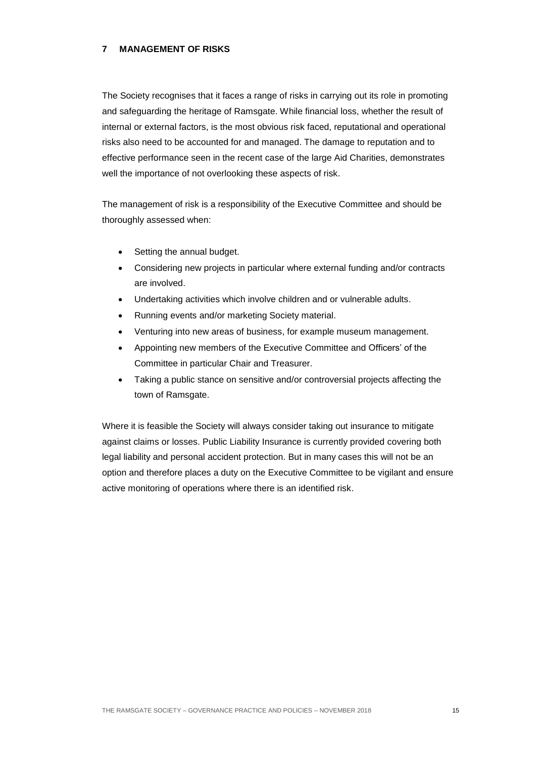## 7 MANAGEMENT OF RISKS

The Society recognises that it faces a range of risks in carrying out its role in promoting and safeguarding the heritage of Ramsgate. While financial loss, whether the result of internal or external factors, is the most obvious risk faced, reputational and operational risks also need to be accounted for and managed. The damage to reputation and to effective performance seen in the recent case of the large Aid Charities, demonstrates well the importance of not overlooking these aspects of risk.

The management of risk is a responsibility of the Executive Committee and should be thoroughly assessed when:

- Setting the annual budget.
- Considering new projects in particular where external funding and/or contracts are involved.
- Undertaking activities which involve children and or vulnerable adults.
- Running events and/or marketing Society material.
- Venturing into new areas of business, for example museum management.
- Appointing new members of the Executive Committee and Officers' of the Committee in particular Chair and Treasurer.
- Taking a public stance on sensitive and/or controversial projects affecting the town of Ramsgate.

Where it is feasible the Society will always consider taking out insurance to mitigate against claims or losses. Public Liability Insurance is currently provided covering both legal liability and personal accident protection. But in many cases this will not be an option and therefore places a duty on the Executive Committee to be vigilant and ensure active monitoring of operations where there is an identified risk.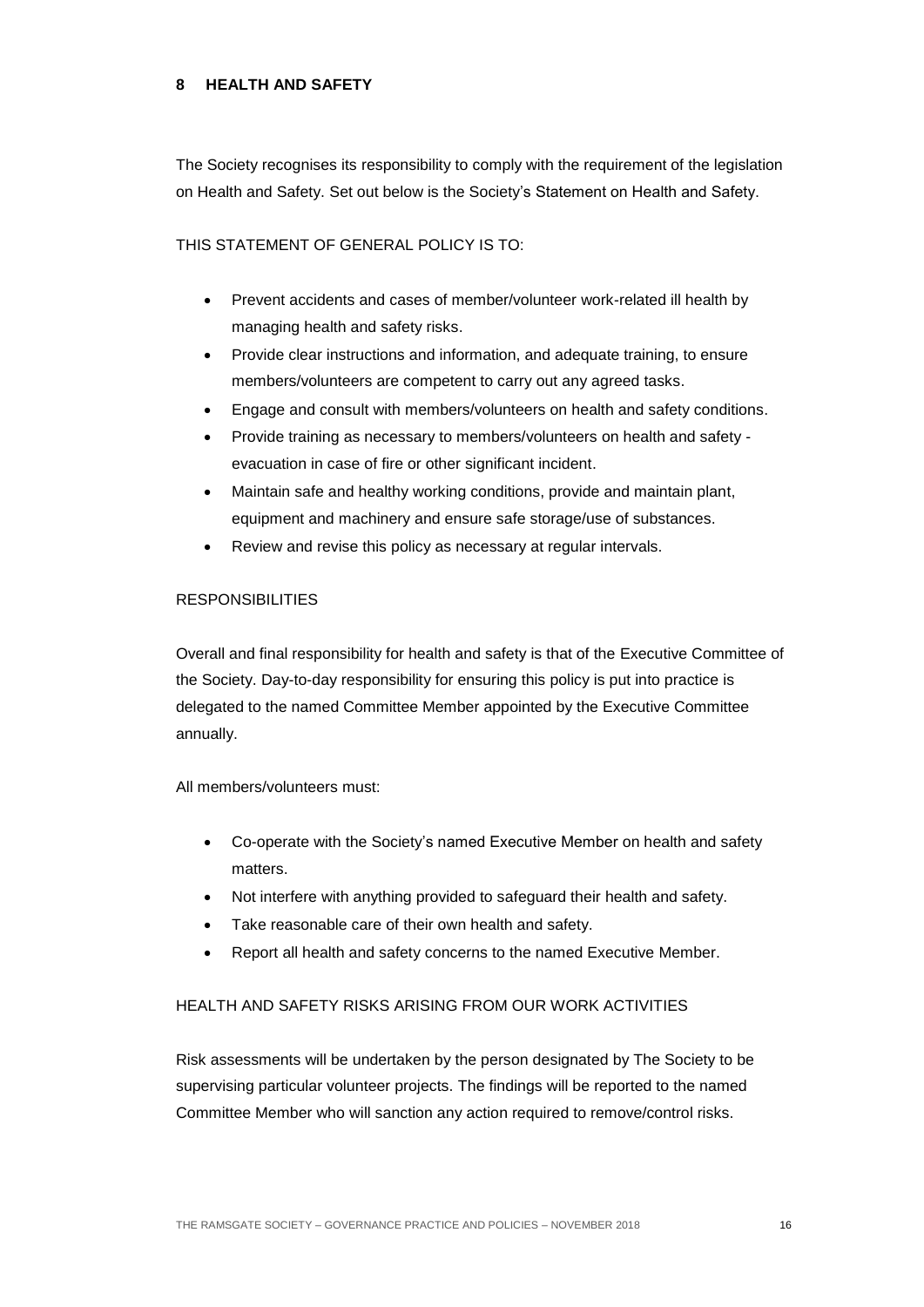## 8 HEALTH AND SAFETY

The Society recognises its responsibility to comply with the requirement of the legislation on Health and Safety. Set out below is the Society's Statement on Health and Safety.

THIS STATEMENT OF GENERAL POLICY IS TO:

- Prevent accidents and cases of member/volunteer work-related ill health by managing health and safety risks.
- Provide clear instructions and information, and adequate training, to ensure members/volunteers are competent to carry out any agreed tasks.
- Engage and consult with members/volunteers on health and safety conditions.
- Provide training as necessary to members/volunteers on health and safety - evacuation in case of fire or other significant incident.
- Maintain safe and healthy working conditions, provide and maintain plant, equipment and machinery and ensure safe storage/use of substances.
- Review and revise this policy as necessary at regular intervals.

RESPONSIBILITIES

Overall and final responsibility for health and safety is that of the Executive Committee of the Society. Day-to-day responsibility for ensuring this policy is put into practice is delegated to the named Committee Member appointed by the Executive Committee annually.

All members/volunteers must:

- Co-operate with the Society's named Executive Member on health and safety matters.
- Not interfere with anything provided to safeguard their health and safety.
- Take reasonable care of their own health and safety.
- Report all health and safety concerns to the named Executive Member.

HEALTH AND SAFETY RISKS ARISING FROM OUR WORK ACTIVITIES

Risk assessments will be undertaken by the person designated by The Society to be supervising particular volunteer projects. The findings will be reported to the named Committee Member who will sanction any action required to remove/control risks.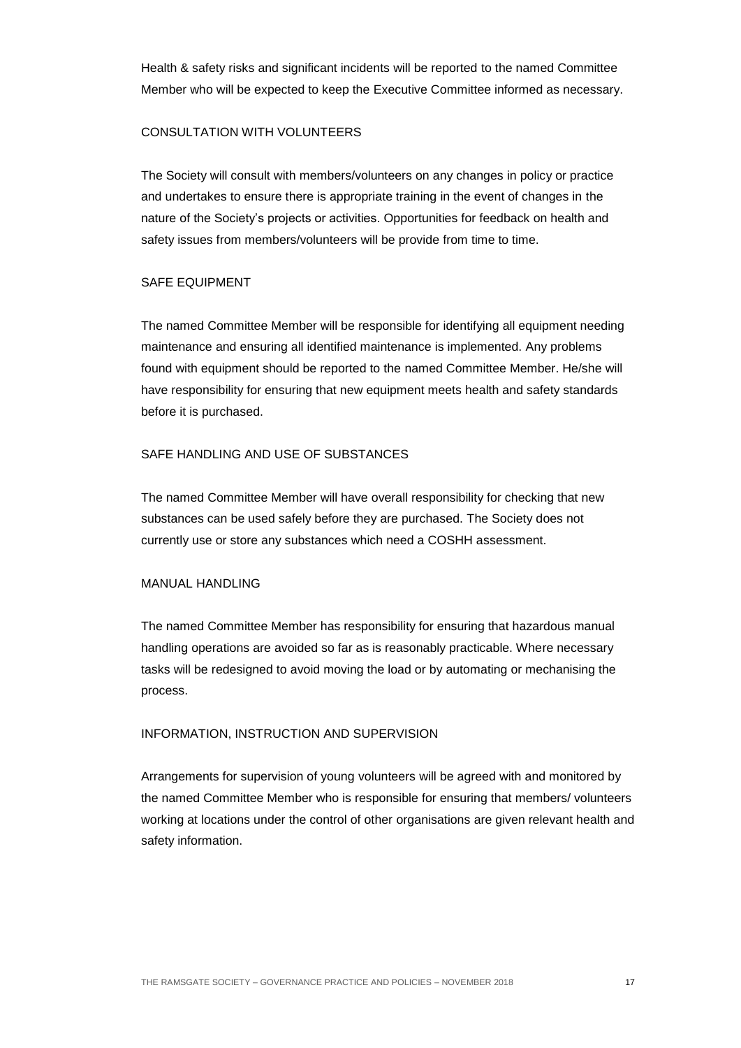Health & safety risks and significant incidents will be reported to the named Committee Member who will be expected to keep the Executive Committee informed as necessary.

## CONSULTATION WITH VOLUNTEERS

The Society will consult with members/volunteers on any changes in policy or practice and undertakes to ensure there is appropriate training in the event of changes in the nature of the Society's projects or activities. Opportunities for feedback on health and safety issues from members/volunteers will be provide from time to time.

## SAFE EQUIPMENT

The named Committee Member will be responsible for identifying all equipment needing maintenance and ensuring all identified maintenance is implemented. Any problems found with equipment should be reported to the named Committee Member. He/she will have responsibility for ensuring that new equipment meets health and safety standards before it is purchased.

## SAFE HANDLING AND USE OF SUBSTANCES

The named Committee Member will have overall responsibility for checking that new substances can be used safely before they are purchased. The Society does not currently use or store any substances which need a COSHH assessment.

## MANUAL HANDLING

The named Committee Member has responsibility for ensuring that hazardous manual handling operations are avoided so far as is reasonably practicable. Where necessary tasks will be redesigned to avoid moving the load or by automating or mechanising the process.

## INFORMATION, INSTRUCTION AND SUPERVISION

Arrangements for supervision of young volunteers will be agreed with and monitored by the named Committee Member who is responsible for ensuring that members/ volunteers working at locations under the control of other organisations are given relevant health and safety information.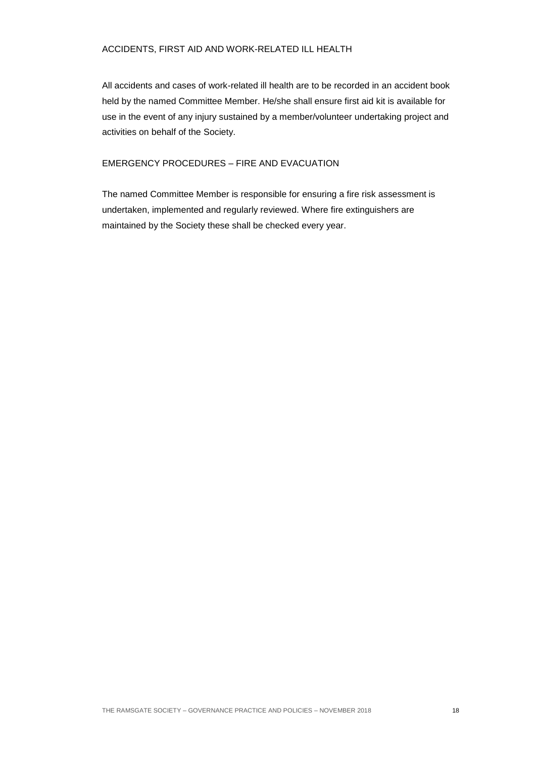## ACCIDENTS, FIRST AID AND WORK-RELATED ILL HEALTH

All accidents and cases of work-related ill health are to be recorded in an accident book held by the named Committee Member. He/she shall ensure first aid kit is available for use in the event of any injury sustained by a member/volunteer undertaking project and activities on behalf of the Society.

## EMERGENCY PROCEDURES – FIRE AND EVACUATION

The named Committee Member is responsible for ensuring a fire risk assessment is undertaken, implemented and regularly reviewed. Where fire extinguishers are maintained by the Society these shall be checked every year.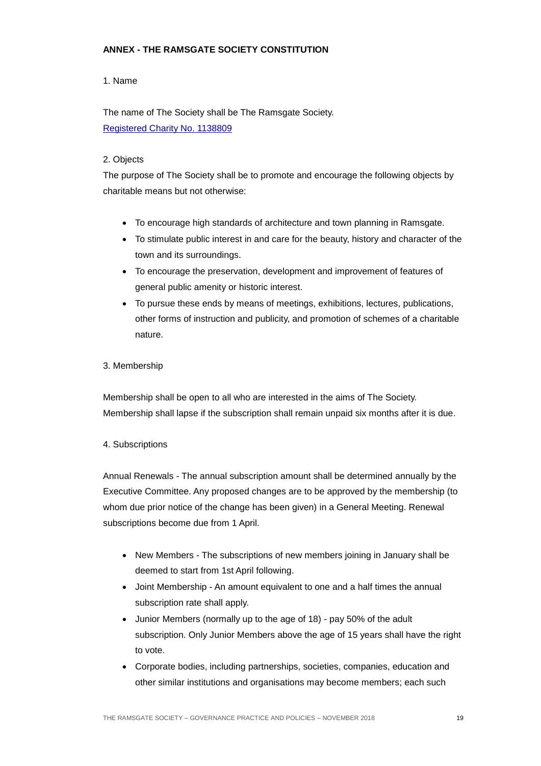## ANNEX - THE RAMSGATE SOCIETY CONSTITUTION

1. Name

The name of The Society shall be The Ramsgate Society.
[Registered Charity No. 1138809]

2. Objects

The purpose of The Society shall be to promote and encourage the following objects by charitable means but not otherwise:

- To encourage high standards of architecture and town planning in Ramsgate.
- To stimulate public interest in and care for the beauty, history and character of the town and its surroundings.
- To encourage the preservation, development and improvement of features of general public amenity or historic interest.
- To pursue these ends by means of meetings, exhibitions, lectures, publications, other forms of instruction and publicity, and promotion of schemes of a charitable nature.

3. Membership

Membership shall be open to all who are interested in the aims of The Society. Membership shall lapse if the subscription shall remain unpaid six months after it is due.

4. Subscriptions

Annual Renewals - The annual subscription amount shall be determined annually by the Executive Committee. Any proposed changes are to be approved by the membership (to whom due prior notice of the change has been given) in a General Meeting. Renewal subscriptions become due from 1 April.

- New Members - The subscriptions of new members joining in January shall be deemed to start from 1st April following.
- Joint Membership - An amount equivalent to one and a half times the annual subscription rate shall apply.
- Junior Members (normally up to the age of 18) - pay 50% of the adult subscription. Only Junior Members above the age of 15 years shall have the right to vote.
- Corporate bodies, including partnerships, societies, companies, education and other similar institutions and organisations may become members; each such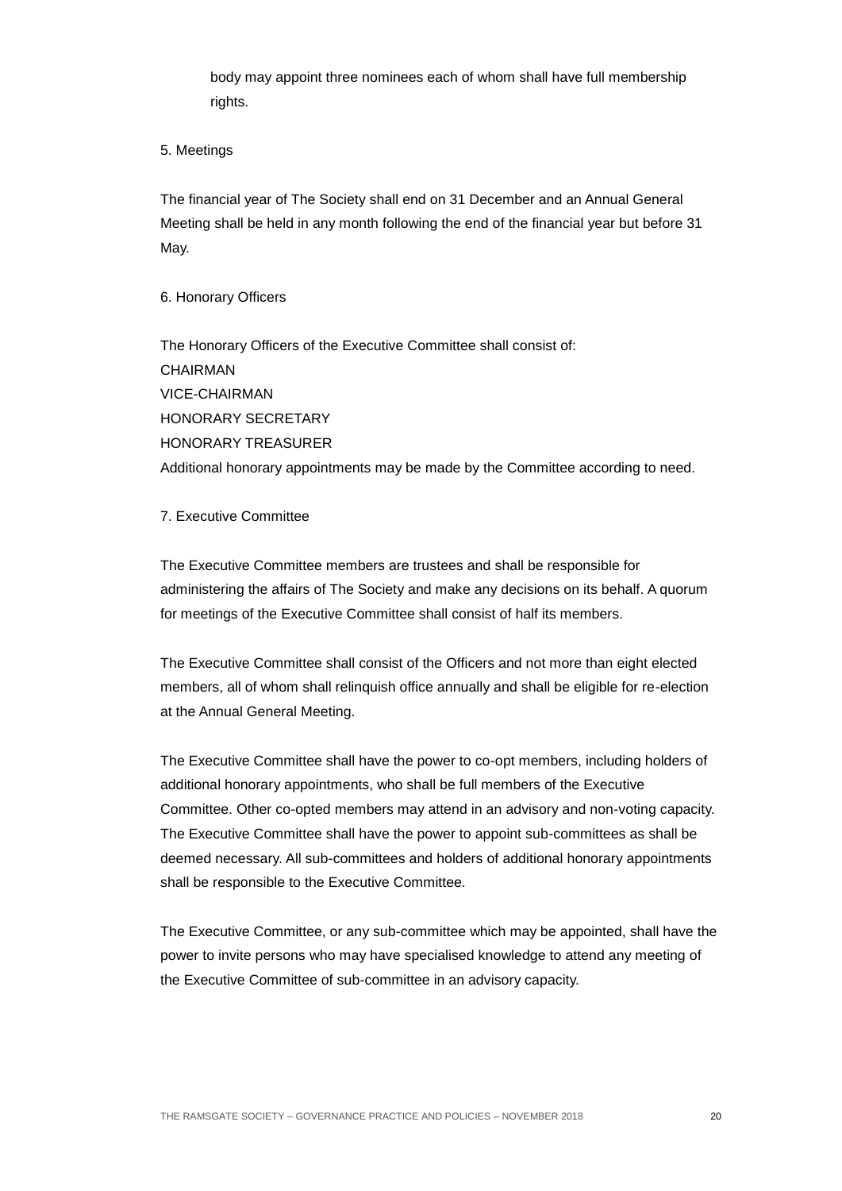body may appoint three nominees each of whom shall have full membership rights.

5. Meetings

The financial year of The Society shall end on 31 December and an Annual General Meeting shall be held in any month following the end of the financial year but before 31 May.

6. Honorary Officers

The Honorary Officers of the Executive Committee shall consist of:
CHAIRMAN
VICE-CHAIRMAN
HONORARY SECRETARY
HONORARY TREASURER
Additional honorary appointments may be made by the Committee according to need.

7. Executive Committee

The Executive Committee members are trustees and shall be responsible for administering the affairs of The Society and make any decisions on its behalf. A quorum for meetings of the Executive Committee shall consist of half its members.

The Executive Committee shall consist of the Officers and not more than eight elected members, all of whom shall relinquish office annually and shall be eligible for re-election at the Annual General Meeting.

The Executive Committee shall have the power to co-opt members, including holders of additional honorary appointments, who shall be full members of the Executive Committee. Other co-opted members may attend in an advisory and non-voting capacity. The Executive Committee shall have the power to appoint sub-committees as shall be deemed necessary. All sub-committees and holders of additional honorary appointments shall be responsible to the Executive Committee.

The Executive Committee, or any sub-committee which may be appointed, shall have the power to invite persons who may have specialised knowledge to attend any meeting of the Executive Committee of sub-committee in an advisory capacity.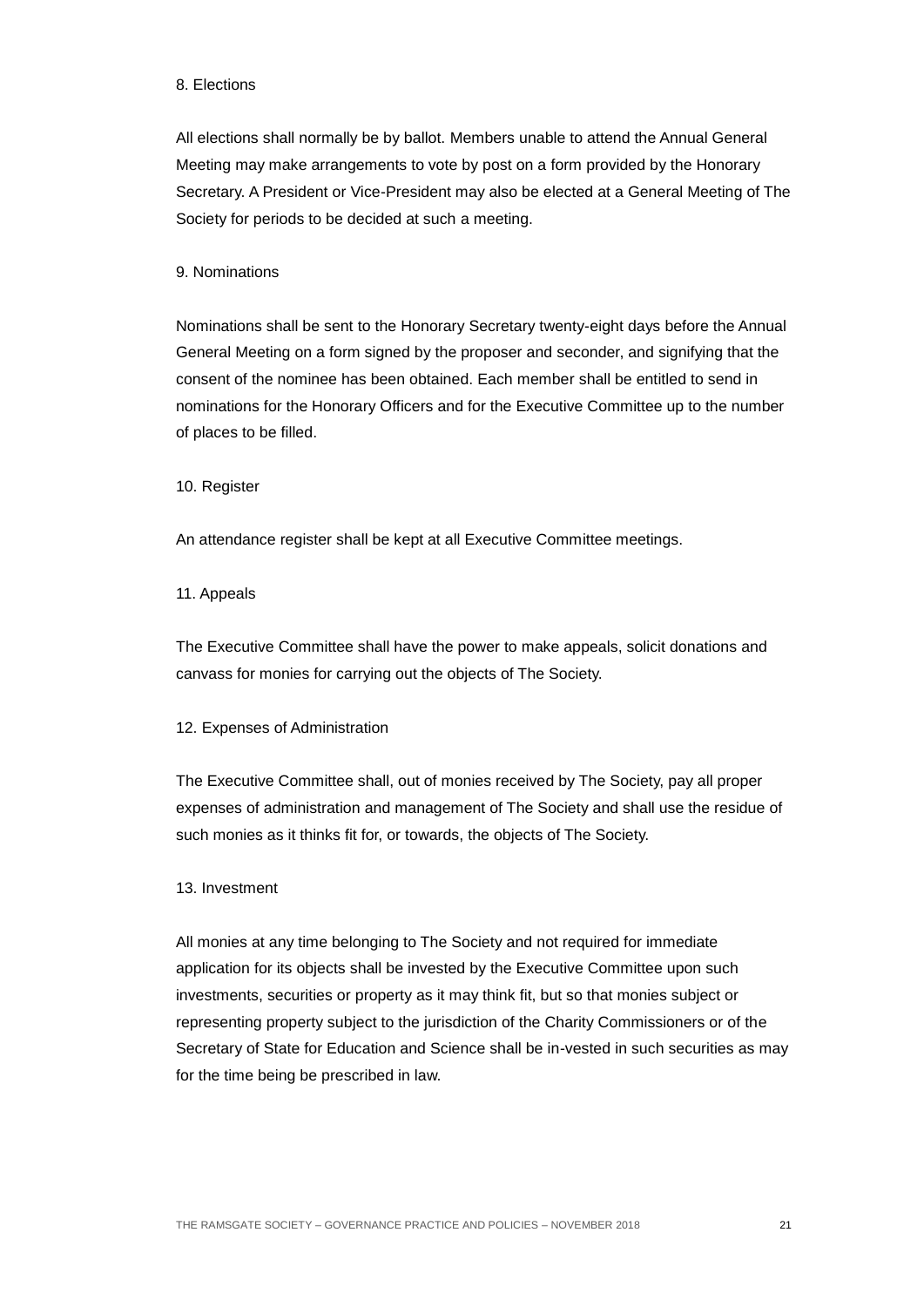8. Elections

All elections shall normally be by ballot. Members unable to attend the Annual General Meeting may make arrangements to vote by post on a form provided by the Honorary Secretary. A President or Vice-President may also be elected at a General Meeting of The Society for periods to be decided at such a meeting.

9. Nominations

Nominations shall be sent to the Honorary Secretary twenty-eight days before the Annual General Meeting on a form signed by the proposer and seconder, and signifying that the consent of the nominee has been obtained. Each member shall be entitled to send in nominations for the Honorary Officers and for the Executive Committee up to the number of places to be filled.

10. Register

An attendance register shall be kept at all Executive Committee meetings.

11. Appeals

The Executive Committee shall have the power to make appeals, solicit donations and canvass for monies for carrying out the objects of The Society.

12. Expenses of Administration

The Executive Committee shall, out of monies received by The Society, pay all proper expenses of administration and management of The Society and shall use the residue of such monies as it thinks fit for, or towards, the objects of The Society.

13. Investment

All monies at any time belonging to The Society and not required for immediate application for its objects shall be invested by the Executive Committee upon such investments, securities or property as it may think fit, but so that monies subject or representing property subject to the jurisdiction of the Charity Commissioners or of the Secretary of State for Education and Science shall be in-vested in such securities as may for the time being be prescribed in law.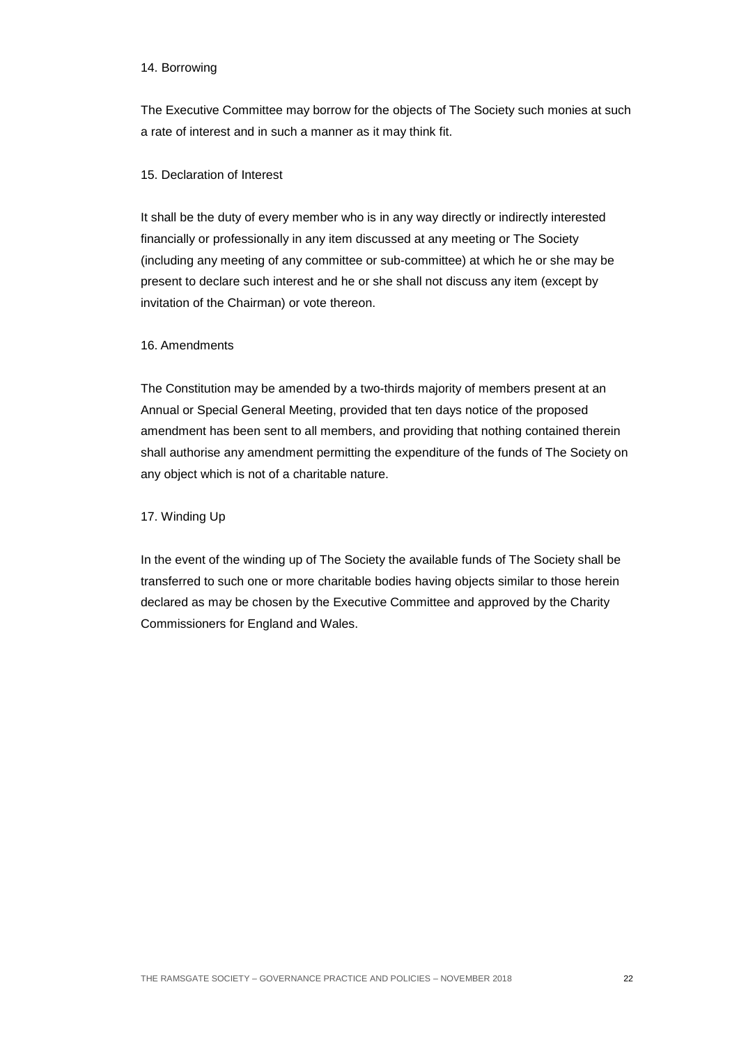14. Borrowing

The Executive Committee may borrow for the objects of The Society such monies at such a rate of interest and in such a manner as it may think fit.

15. Declaration of Interest

It shall be the duty of every member who is in any way directly or indirectly interested financially or professionally in any item discussed at any meeting or The Society (including any meeting of any committee or sub-committee) at which he or she may be present to declare such interest and he or she shall not discuss any item (except by invitation of the Chairman) or vote thereon.

16. Amendments

The Constitution may be amended by a two-thirds majority of members present at an Annual or Special General Meeting, provided that ten days notice of the proposed amendment has been sent to all members, and providing that nothing contained therein shall authorise any amendment permitting the expenditure of the funds of The Society on any object which is not of a charitable nature.

17. Winding Up

In the event of the winding up of The Society the available funds of The Society shall be transferred to such one or more charitable bodies having objects similar to those herein declared as may be chosen by the Executive Committee and approved by the Charity Commissioners for England and Wales.